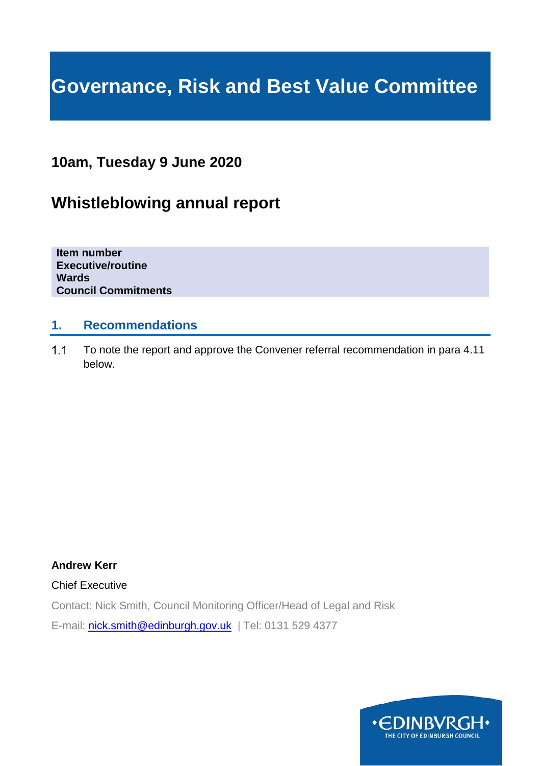# Governance, Risk and Best Value Committee

## 10am, Tuesday 9 June 2020

## Whistleblowing annual report

**Item number**
**Executive/routine**
**Wards**
**Council Commitments**

### 1. Recommendations

1.1 To note the report and approve the Convener referral recommendation in para 4.11 below.

**Andrew Kerr**

Chief Executive

Contact: Nick Smith, Council Monitoring Officer/Head of Legal and Risk

E-mail: nick.smith@edinburgh.gov.uk | Tel: 0131 529 4377

•EDINBVRGH•
THE CITY OF EDINBURGH COUNCIL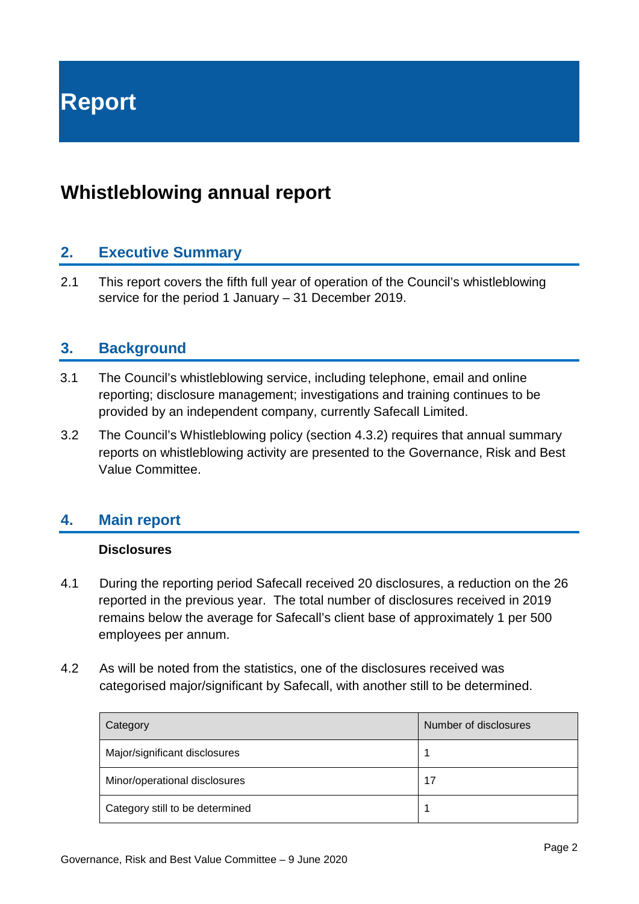# Report

## Whistleblowing annual report

### 2. Executive Summary

2.1 This report covers the fifth full year of operation of the Council's whistleblowing service for the period 1 January – 31 December 2019.

### 3. Background

3.1 The Council's whistleblowing service, including telephone, email and online reporting; disclosure management; investigations and training continues to be provided by an independent company, currently Safecall Limited.

3.2 The Council's Whistleblowing policy (section 4.3.2) requires that annual summary reports on whistleblowing activity are presented to the Governance, Risk and Best Value Committee.

### 4. Main report

**Disclosures**

4.1 During the reporting period Safecall received 20 disclosures, a reduction on the 26 reported in the previous year. The total number of disclosures received in 2019 remains below the average for Safecall's client base of approximately 1 per 500 employees per annum.

4.2 As will be noted from the statistics, one of the disclosures received was categorised major/significant by Safecall, with another still to be determined.

| Category | Number of disclosures |
|---|---|
| Major/significant disclosures | 1 |
| Minor/operational disclosures | 17 |
| Category still to be determined | 1 |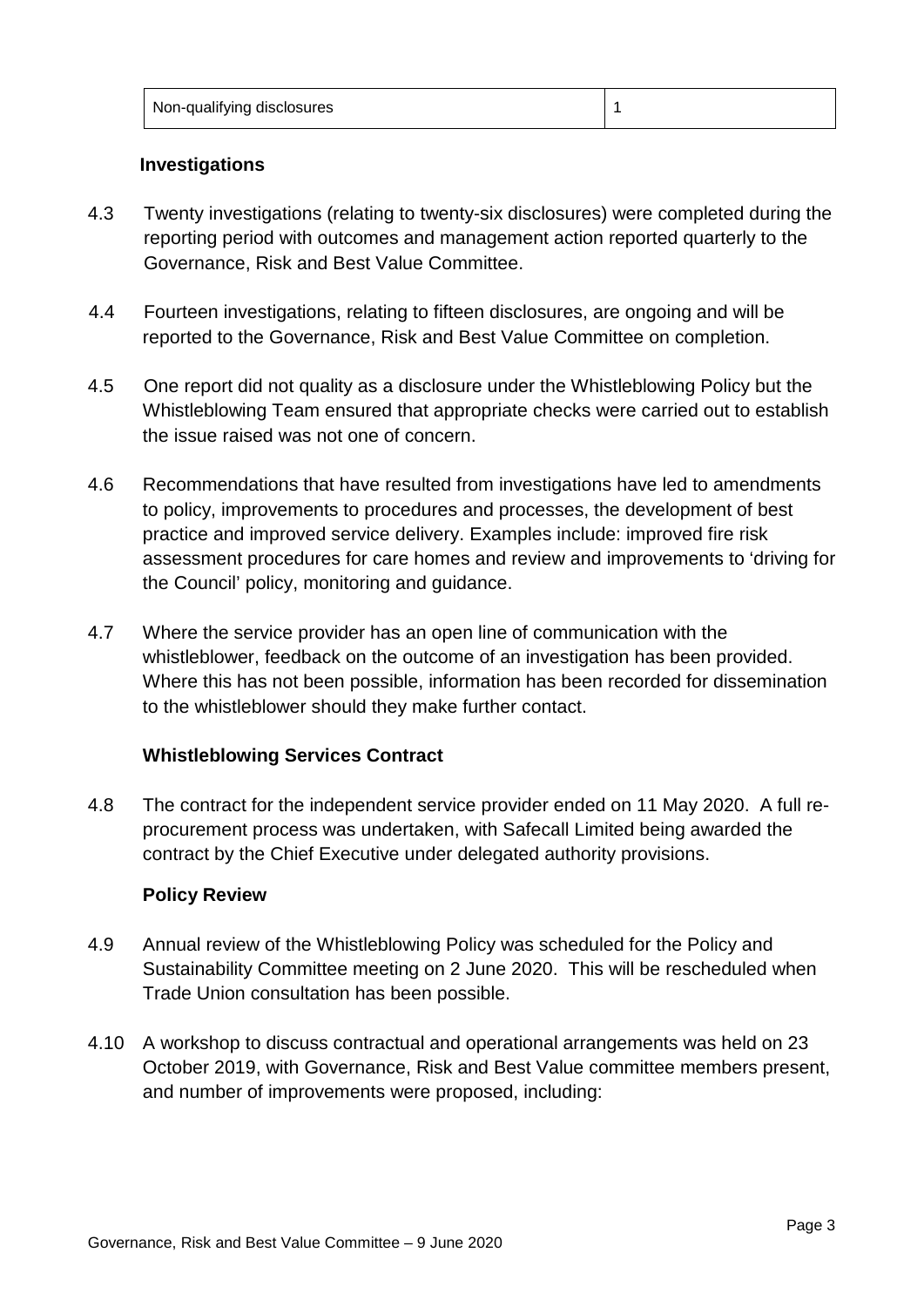| Non-qualifying disclosures | 1 |
|---|---|

### Investigations

4.3 Twenty investigations (relating to twenty-six disclosures) were completed during the reporting period with outcomes and management action reported quarterly to the Governance, Risk and Best Value Committee.

4.4 Fourteen investigations, relating to fifteen disclosures, are ongoing and will be reported to the Governance, Risk and Best Value Committee on completion.

4.5 One report did not quality as a disclosure under the Whistleblowing Policy but the Whistleblowing Team ensured that appropriate checks were carried out to establish the issue raised was not one of concern.

4.6 Recommendations that have resulted from investigations have led to amendments to policy, improvements to procedures and processes, the development of best practice and improved service delivery. Examples include: improved fire risk assessment procedures for care homes and review and improvements to 'driving for the Council' policy, monitoring and guidance.

4.7 Where the service provider has an open line of communication with the whistleblower, feedback on the outcome of an investigation has been provided. Where this has not been possible, information has been recorded for dissemination to the whistleblower should they make further contact.

### Whistleblowing Services Contract

4.8 The contract for the independent service provider ended on 11 May 2020. A full re-procurement process was undertaken, with Safecall Limited being awarded the contract by the Chief Executive under delegated authority provisions.

### Policy Review

4.9 Annual review of the Whistleblowing Policy was scheduled for the Policy and Sustainability Committee meeting on 2 June 2020. This will be rescheduled when Trade Union consultation has been possible.

4.10 A workshop to discuss contractual and operational arrangements was held on 23 October 2019, with Governance, Risk and Best Value committee members present, and number of improvements were proposed, including: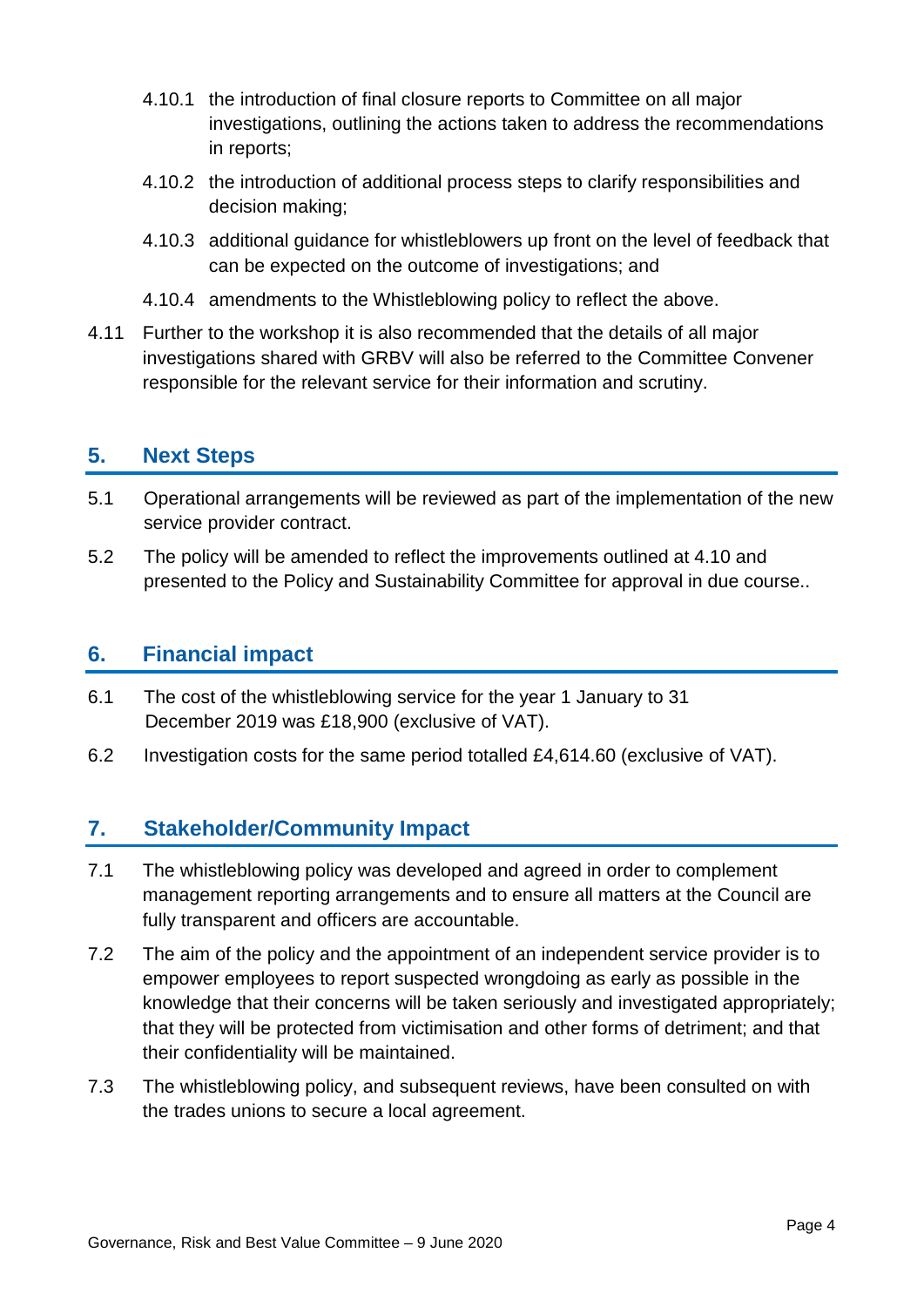4.10.1 the introduction of final closure reports to Committee on all major investigations, outlining the actions taken to address the recommendations in reports;

4.10.2 the introduction of additional process steps to clarify responsibilities and decision making;

4.10.3 additional guidance for whistleblowers up front on the level of feedback that can be expected on the outcome of investigations; and

4.10.4 amendments to the Whistleblowing policy to reflect the above.

4.11 Further to the workshop it is also recommended that the details of all major investigations shared with GRBV will also be referred to the Committee Convener responsible for the relevant service for their information and scrutiny.

## 5. Next Steps

5.1 Operational arrangements will be reviewed as part of the implementation of the new service provider contract.

5.2 The policy will be amended to reflect the improvements outlined at 4.10 and presented to the Policy and Sustainability Committee for approval in due course..

## 6. Financial impact

6.1 The cost of the whistleblowing service for the year 1 January to 31 December 2019 was £18,900 (exclusive of VAT).

6.2 Investigation costs for the same period totalled £4,614.60 (exclusive of VAT).

## 7. Stakeholder/Community Impact

7.1 The whistleblowing policy was developed and agreed in order to complement management reporting arrangements and to ensure all matters at the Council are fully transparent and officers are accountable.

7.2 The aim of the policy and the appointment of an independent service provider is to empower employees to report suspected wrongdoing as early as possible in the knowledge that their concerns will be taken seriously and investigated appropriately; that they will be protected from victimisation and other forms of detriment; and that their confidentiality will be maintained.

7.3 The whistleblowing policy, and subsequent reviews, have been consulted on with the trades unions to secure a local agreement.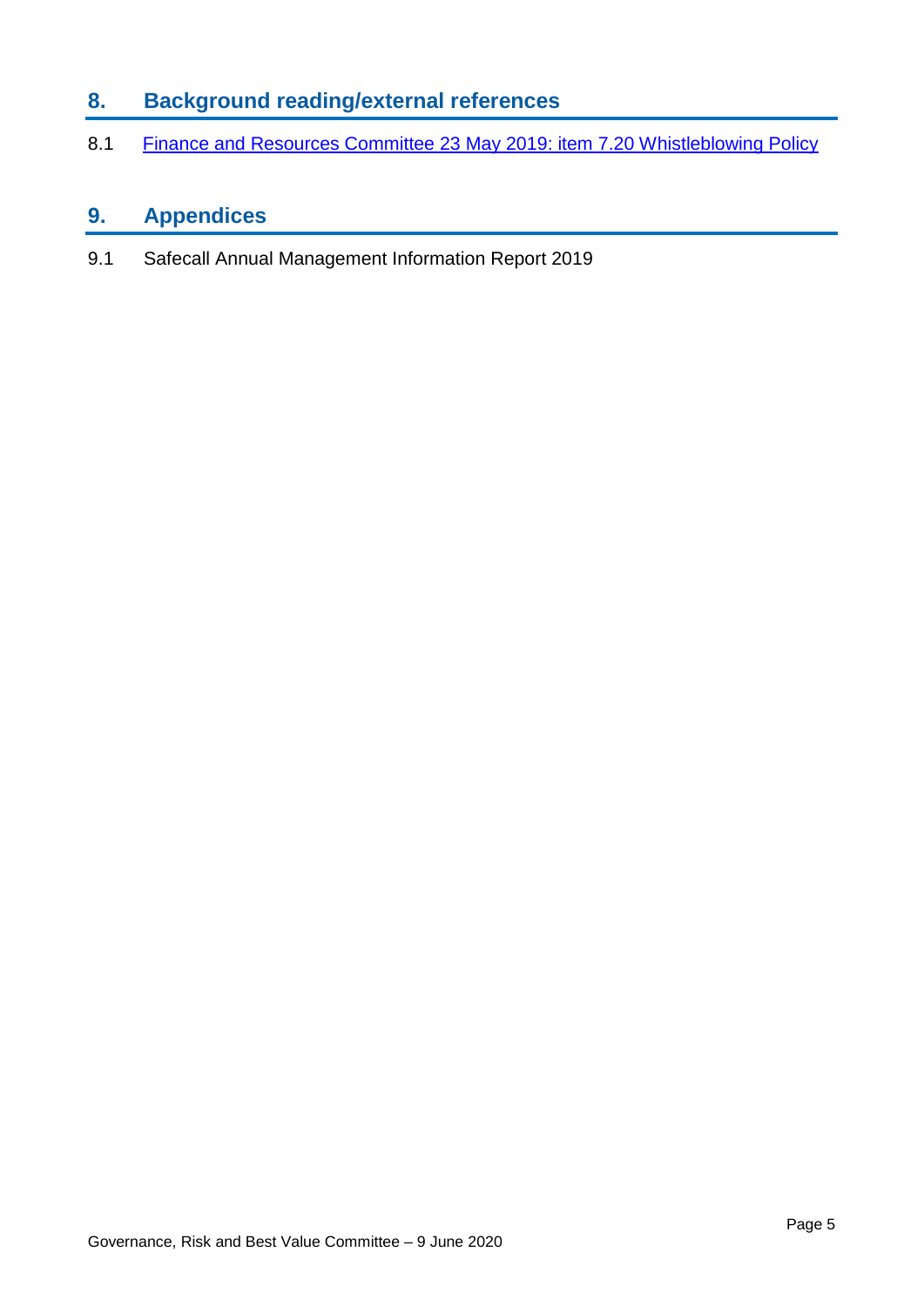## 8. Background reading/external references

8.1 Finance and Resources Committee 23 May 2019: item 7.20 Whistleblowing Policy

## 9. Appendices

9.1 Safecall Annual Management Information Report 2019